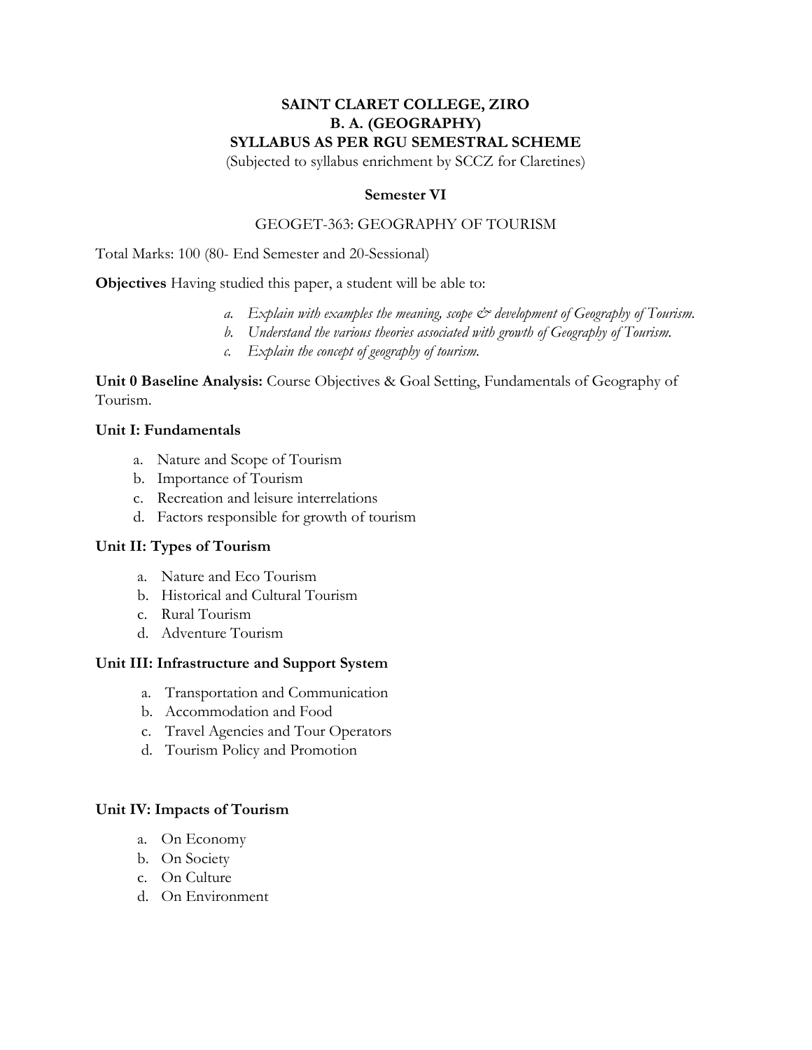**SAINT CLARET COLLEGE, ZIRO**
**B. A. (GEOGRAPHY)**
**SYLLABUS AS PER RGU SEMESTRAL SCHEME**
(Subjected to syllabus enrichment by SCCZ for Claretines)

**Semester VI**

GEOGET-363: GEOGRAPHY OF TOURISM

Total Marks: 100 (80- End Semester and 20-Sessional)

**Objectives** Having studied this paper, a student will be able to:

a. *Explain with examples the meaning, scope & development of Geography of Tourism.*
b. *Understand the various theories associated with growth of Geography of Tourism.*
c. *Explain the concept of geography of tourism.*

**Unit 0 Baseline Analysis:** Course Objectives & Goal Setting, Fundamentals of Geography of Tourism.

**Unit I: Fundamentals**

a. Nature and Scope of Tourism
b. Importance of Tourism
c. Recreation and leisure interrelations
d. Factors responsible for growth of tourism

**Unit II: Types of Tourism**

a. Nature and Eco Tourism
b. Historical and Cultural Tourism
c. Rural Tourism
d. Adventure Tourism

**Unit III: Infrastructure and Support System**

a. Transportation and Communication
b. Accommodation and Food
c. Travel Agencies and Tour Operators
d. Tourism Policy and Promotion

**Unit IV: Impacts of Tourism**

a. On Economy
b. On Society
c. On Culture
d. On Environment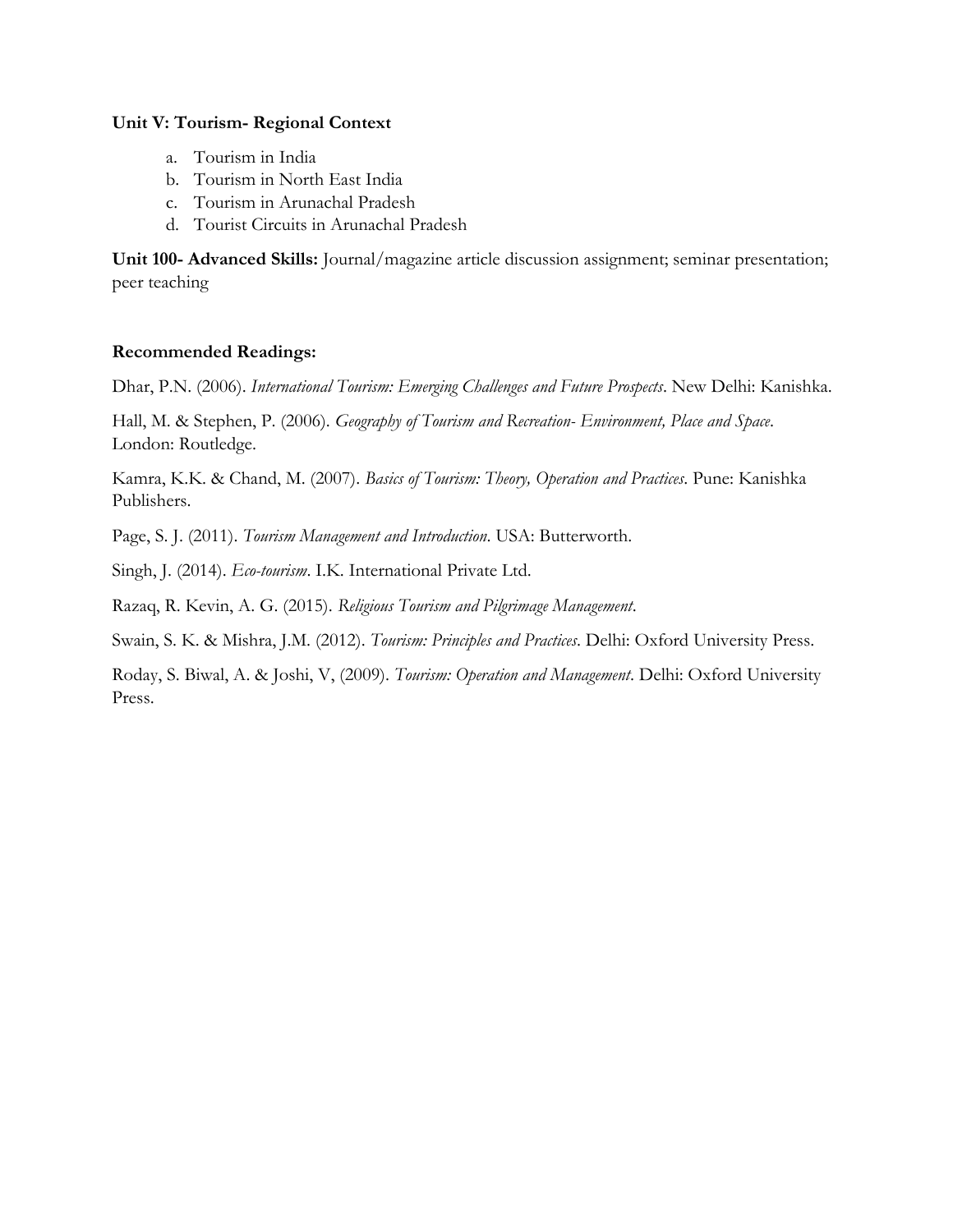**Unit V: Tourism- Regional Context**

a. Tourism in India
b. Tourism in North East India
c. Tourism in Arunachal Pradesh
d. Tourist Circuits in Arunachal Pradesh

**Unit 100- Advanced Skills:** Journal/magazine article discussion assignment; seminar presentation; peer teaching

**Recommended Readings:**

Dhar, P.N. (2006). *International Tourism: Emerging Challenges and Future Prospects*. New Delhi: Kanishka.

Hall, M. & Stephen, P. (2006). *Geography of Tourism and Recreation- Environment, Place and Space*. London: Routledge.

Kamra, K.K. & Chand, M. (2007). *Basics of Tourism: Theory, Operation and Practices*. Pune: Kanishka Publishers.

Page, S. J. (2011). *Tourism Management and Introduction*. USA: Butterworth.

Singh, J. (2014). *Eco-tourism*. I.K. International Private Ltd.

Razaq, R. Kevin, A. G. (2015). *Religious Tourism and Pilgrimage Management*.

Swain, S. K. & Mishra, J.M. (2012). *Tourism: Principles and Practices*. Delhi: Oxford University Press.

Roday, S. Biwal, A. & Joshi, V, (2009). *Tourism: Operation and Management*. Delhi: Oxford University Press.